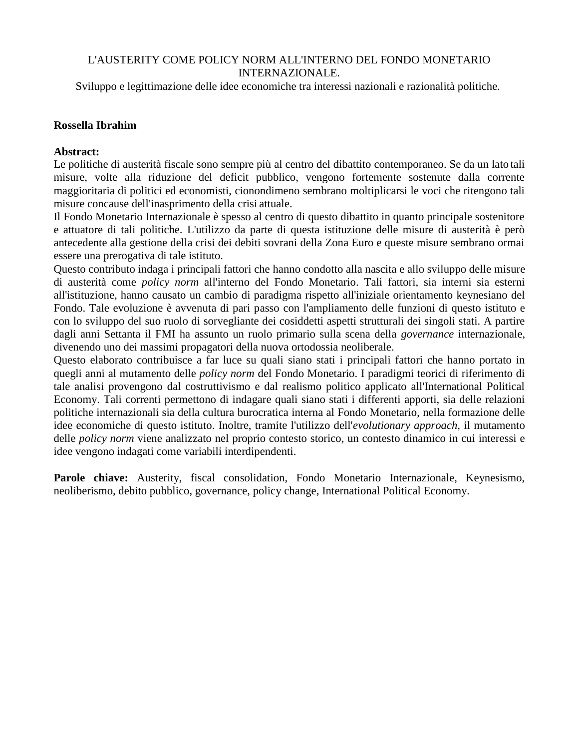# L'AUSTERITY COME POLICY NORM ALL'INTERNO DEL FONDO MONETARIO INTERNAZIONALE.

Sviluppo e legittimazione delle idee economiche tra interessi nazionali e razionalità politiche.

**Rossella Ibrahim**

**Abstract:**

Le politiche di austerità fiscale sono sempre più al centro del dibattito contemporaneo. Se da un lato tali misure, volte alla riduzione del deficit pubblico, vengono fortemente sostenute dalla corrente maggioritaria di politici ed economisti, cionondimeno sembrano moltiplicarsi le voci che ritengono tali misure concause dell'inasprimento della crisi attuale.

Il Fondo Monetario Internazionale è spesso al centro di questo dibattito in quanto principale sostenitore e attuatore di tali politiche. L'utilizzo da parte di questa istituzione delle misure di austerità è però antecedente alla gestione della crisi dei debiti sovrani della Zona Euro e queste misure sembrano ormai essere una prerogativa di tale istituto.

Questo contributo indaga i principali fattori che hanno condotto alla nascita e allo sviluppo delle misure di austerità come *policy norm* all'interno del Fondo Monetario. Tali fattori, sia interni sia esterni all'istituzione, hanno causato un cambio di paradigma rispetto all'iniziale orientamento keynesiano del Fondo. Tale evoluzione è avvenuta di pari passo con l'ampliamento delle funzioni di questo istituto e con lo sviluppo del suo ruolo di sorvegliante dei cosiddetti aspetti strutturali dei singoli stati. A partire dagli anni Settanta il FMI ha assunto un ruolo primario sulla scena della *governance* internazionale, divenendo uno dei massimi propagatori della nuova ortodossia neoliberale.

Questo elaborato contribuisce a far luce su quali siano stati i principali fattori che hanno portato in quegli anni al mutamento delle *policy norm* del Fondo Monetario. I paradigmi teorici di riferimento di tale analisi provengono dal costruttivismo e dal realismo politico applicato all'International Political Economy. Tali correnti permettono di indagare quali siano stati i differenti apporti, sia delle relazioni politiche internazionali sia della cultura burocratica interna al Fondo Monetario, nella formazione delle idee economiche di questo istituto. Inoltre, tramite l'utilizzo dell'*evolutionary approach*, il mutamento delle *policy norm* viene analizzato nel proprio contesto storico, un contesto dinamico in cui interessi e idee vengono indagati come variabili interdipendenti.

**Parole chiave:** Austerity, fiscal consolidation, Fondo Monetario Internazionale, Keynesismo, neoliberismo, debito pubblico, governance, policy change, International Political Economy.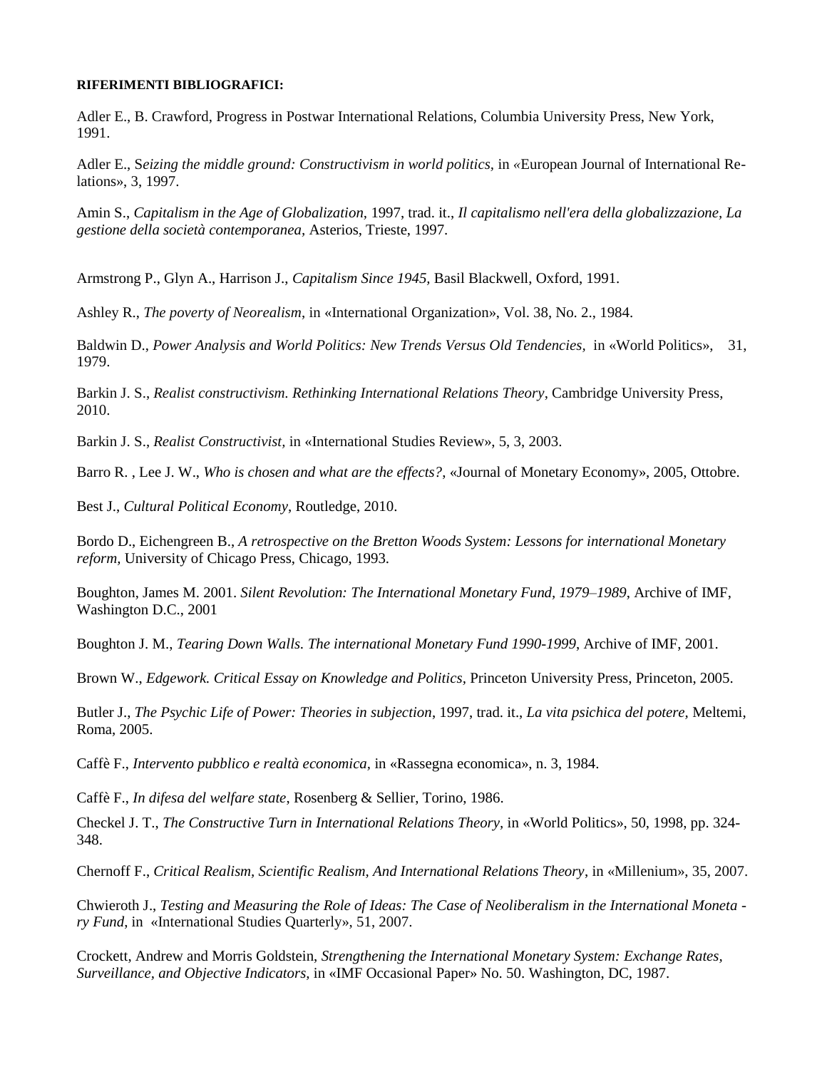**RIFERIMENTI BIBLIOGRAFICI:**

Adler E., B. Crawford, Progress in Postwar International Relations, Columbia University Press, New York, 1991.

Adler E., S*eizing the middle ground: Constructivism in world politics*, in «European Journal of International Relations», 3, 1997.

Amin S., *Capitalism in the Age of Globalization*, 1997, trad. it., *Il capitalismo nell'era della globalizzazione, La gestione della società contemporanea,* Asterios, Trieste, 1997.

Armstrong P., Glyn A., Harrison J., *Capitalism Since 1945,* Basil Blackwell, Oxford, 1991.

Ashley R., *The poverty of Neorealism*, in «International Organization», Vol. 38, No. 2., 1984.

Baldwin D., *Power Analysis and World Politics: New Trends Versus Old Tendencies,* in «World Politics», 31, 1979.

Barkin J. S., *Realist constructivism. Rethinking International Relations Theory*, Cambridge University Press, 2010.

Barkin J. S., *Realist Constructivist*, in «International Studies Review», 5, 3, 2003.

Barro R. , Lee J. W., *Who is chosen and what are the effects?*, «Journal of Monetary Economy», 2005, Ottobre.

Best J., *Cultural Political Economy*, Routledge, 2010.

Bordo D., Eichengreen B., *A retrospective on the Bretton Woods System: Lessons for international Monetary reform*, University of Chicago Press, Chicago, 1993.

Boughton, James M. 2001. *Silent Revolution: The International Monetary Fund, 1979–1989*, Archive of IMF, Washington D.C., 2001

Boughton J. M., *Tearing Down Walls. The international Monetary Fund 1990-1999*, Archive of IMF, 2001.

Brown W., *Edgework. Critical Essay on Knowledge and Politics*, Princeton University Press, Princeton, 2005.

Butler J., *The Psychic Life of Power: Theories in subjection*, 1997, trad. it., *La vita psichica del potere,* Meltemi, Roma, 2005.

Caffè F., *Intervento pubblico e realtà economica*, in «Rassegna economica», n. 3, 1984.

Caffè F., *In difesa del welfare state*, Rosenberg & Sellier, Torino, 1986.

Checkel J. T., *The Constructive Turn in International Relations Theory*, in «World Politics», 50, 1998, pp. 324-348.

Chernoff F., *Critical Realism, Scientific Realism, And International Relations Theory*, in «Millenium», 35, 2007.

Chwieroth J., *Testing and Measuring the Role of Ideas: The Case of Neoliberalism in the International Monetary Fund*, in «International Studies Quarterly», 51, 2007.

Crockett, Andrew and Morris Goldstein, *Strengthening the International Monetary System: Exchange Rates, Surveillance, and Objective Indicators*, in «IMF Occasional Paper» No. 50. Washington, DC, 1987.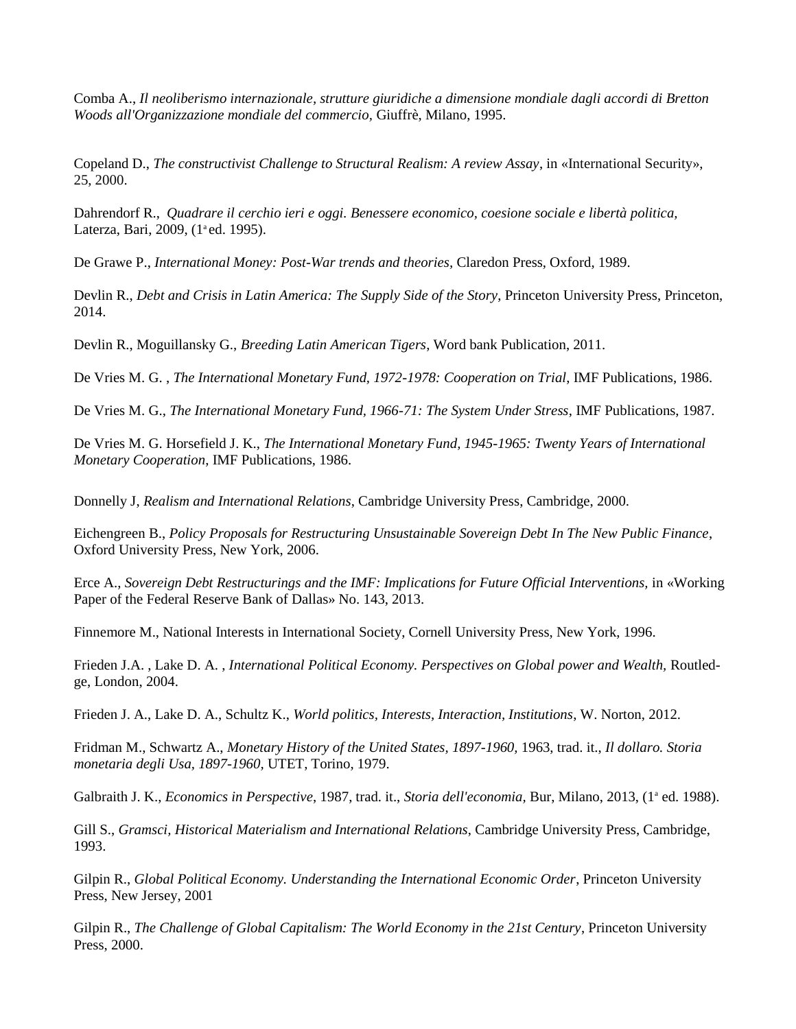Comba A., *Il neoliberismo internazionale, strutture giuridiche a dimensione mondiale dagli accordi di Bretton Woods all'Organizzazione mondiale del commercio*, Giuffrè, Milano, 1995.

Copeland D., *The constructivist Challenge to Structural Realism: A review Assay*, in «International Security», 25, 2000.

Dahrendorf R., *Quadrare il cerchio ieri e oggi. Benessere economico, coesione sociale e libertà politica,* Laterza, Bari, 2009, (1ª ed. 1995).

De Grawe P., *International Money: Post-War trends and theories,* Claredon Press, Oxford, 1989.

Devlin R., *Debt and Crisis in Latin America: The Supply Side of the Story*, Princeton University Press, Princeton, 2014.

Devlin R., Moguillansky G., *Breeding Latin American Tigers,* Word bank Publication, 2011.

De Vries M. G. , *The International Monetary Fund, 1972-1978: Cooperation on Trial*, IMF Publications, 1986.

De Vries M. G., *The International Monetary Fund, 1966-71: The System Under Stress*, IMF Publications, 1987.

De Vries M. G. Horsefield J. K., *The International Monetary Fund, 1945-1965: Twenty Years of International Monetary Cooperation*, IMF Publications, 1986.

Donnelly J, *Realism and International Relations*, Cambridge University Press, Cambridge, 2000.

Eichengreen B., *Policy Proposals for Restructuring Unsustainable Sovereign Debt In The New Public Finance*, Oxford University Press, New York, 2006.

Erce A., *Sovereign Debt Restructurings and the IMF: Implications for Future Official Interventions,* in «Working Paper of the Federal Reserve Bank of Dallas» No. 143, 2013.

Finnemore M., National Interests in International Society, Cornell University Press, New York, 1996.

Frieden J.A. , Lake D. A. , *International Political Economy. Perspectives on Global power and Wealth,* Routledge, London, 2004.

Frieden J. A., Lake D. A., Schultz K., *World politics, Interests, Interaction, Institutions*, W. Norton, 2012.

Fridman M., Schwartz A., *Monetary History of the United States, 1897-1960,* 1963, trad. it., *Il dollaro. Storia monetaria degli Usa, 1897-1960,* UTET, Torino, 1979.

Galbraith J. K., *Economics in Perspective*, 1987, trad. it., *Storia dell'economia,* Bur, Milano, 2013, (1ª ed. 1988).

Gill S., *Gramsci, Historical Materialism and International Relations*, Cambridge University Press, Cambridge, 1993.

Gilpin R., *Global Political Economy. Understanding the International Economic Order*, Princeton University Press, New Jersey, 2001

Gilpin R., *The Challenge of Global Capitalism: The World Economy in the 21st Century*, Princeton University Press, 2000.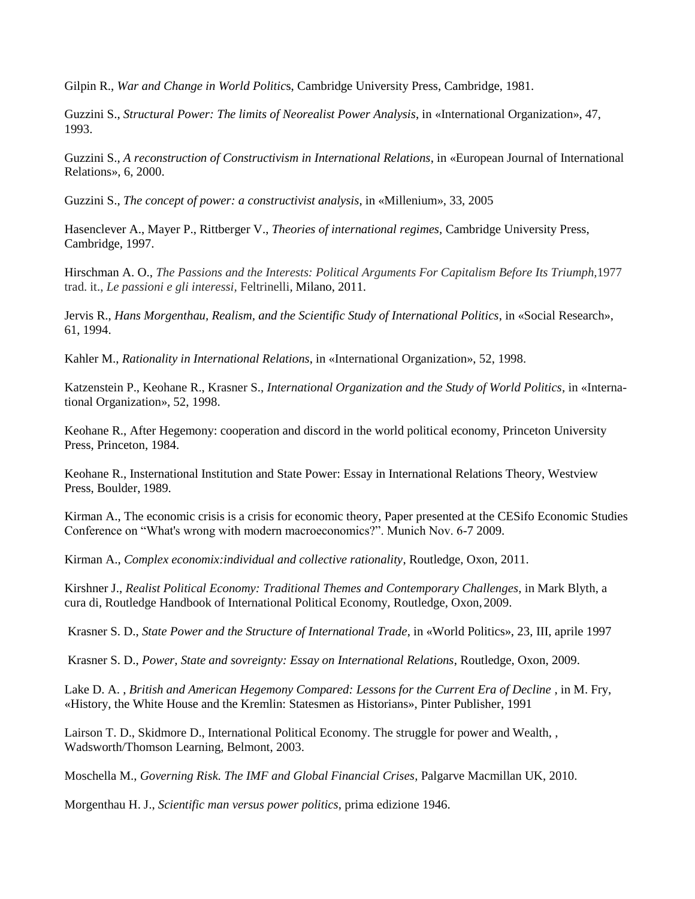Gilpin R., *War and Change in World Politics*, Cambridge University Press, Cambridge, 1981.

Guzzini S., *Structural Power: The limits of Neorealist Power Analysis*, in «International Organization», 47, 1993.

Guzzini S., *A reconstruction of Constructivism in International Relations*, in «European Journal of International Relations», 6, 2000.

Guzzini S., *The concept of power: a constructivist analysis*, in «Millenium», 33, 2005

Hasenclever A., Mayer P., Rittberger V., *Theories of international regimes*, Cambridge University Press, Cambridge, 1997.

Hirschman A. O., *The Passions and the Interests: Political Arguments For Capitalism Before Its Triumph*,1977 trad. it., *Le passioni e gli interessi*, Feltrinelli, Milano, 2011.

Jervis R., *Hans Morgenthau, Realism, and the Scientific Study of International Politics*, in «Social Research», 61, 1994.

Kahler M., *Rationality in International Relations*, in «International Organization», 52, 1998.

Katzenstein P., Keohane R., Krasner S., *International Organization and the Study of World Politics*, in «International Organization», 52, 1998.

Keohane R., After Hegemony: cooperation and discord in the world political economy, Princeton University Press, Princeton, 1984.

Keohane R., Insternational Institution and State Power: Essay in International Relations Theory, Westview Press, Boulder, 1989.

Kirman A., The economic crisis is a crisis for economic theory, Paper presented at the CESifo Economic Studies Conference on "What's wrong with modern macroeconomics?". Munich Nov. 6-7 2009.

Kirman A., *Complex economix:individual and collective rationality*, Routledge, Oxon, 2011.

Kirshner J., *Realist Political Economy: Traditional Themes and Contemporary Challenges*, in Mark Blyth, a cura di, Routledge Handbook of International Political Economy, Routledge, Oxon, 2009.

Krasner S. D., *State Power and the Structure of International Trade*, in «World Politics», 23, III, aprile 1997

Krasner S. D., *Power, State and sovreignty: Essay on International Relations*, Routledge, Oxon, 2009.

Lake D. A. , *British and American Hegemony Compared: Lessons for the Current Era of Decline* , in M. Fry, «History, the White House and the Kremlin: Statesmen as Historians», Pinter Publisher, 1991

Lairson T. D., Skidmore D., International Political Economy. The struggle for power and Wealth, , Wadsworth/Thomson Learning, Belmont, 2003.

Moschella M., *Governing Risk. The IMF and Global Financial Crises*, Palgarve Macmillan UK, 2010.

Morgenthau H. J., *Scientific man versus power politics*, prima edizione 1946.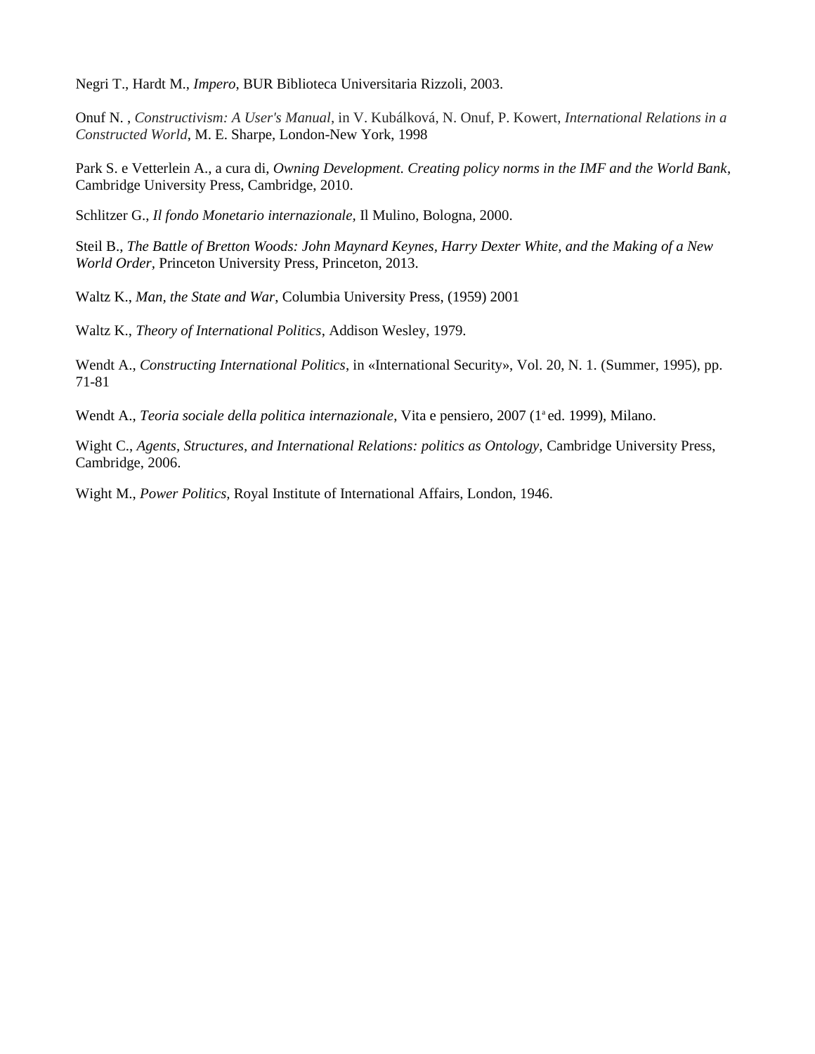Negri T., Hardt M., *Impero*, BUR Biblioteca Universitaria Rizzoli, 2003.

Onuf N. , *Constructivism: A User's Manual*, in V. Kubálková, N. Onuf, P. Kowert, *International Relations in a Constructed World*, M. E. Sharpe, London-New York, 1998

Park S. e Vetterlein A., a cura di, *Owning Development. Creating policy norms in the IMF and the World Bank*, Cambridge University Press, Cambridge, 2010.

Schlitzer G., *Il fondo Monetario internazionale*, Il Mulino, Bologna, 2000.

Steil B., *The Battle of Bretton Woods: John Maynard Keynes, Harry Dexter White, and the Making of a New World Order*, Princeton University Press, Princeton, 2013.

Waltz K., *Man, the State and War*, Columbia University Press, (1959) 2001

Waltz K., *Theory of International Politics*, Addison Wesley, 1979.

Wendt A., *Constructing International Politics*, in «International Security», Vol. 20, N. 1. (Summer, 1995), pp. 71-81

Wendt A., *Teoria sociale della politica internazionale*, Vita e pensiero, 2007 (1ª ed. 1999), Milano.

Wight C., *Agents, Structures, and International Relations: politics as Ontology*, Cambridge University Press, Cambridge, 2006.

Wight M., *Power Politics*, Royal Institute of International Affairs, London, 1946.